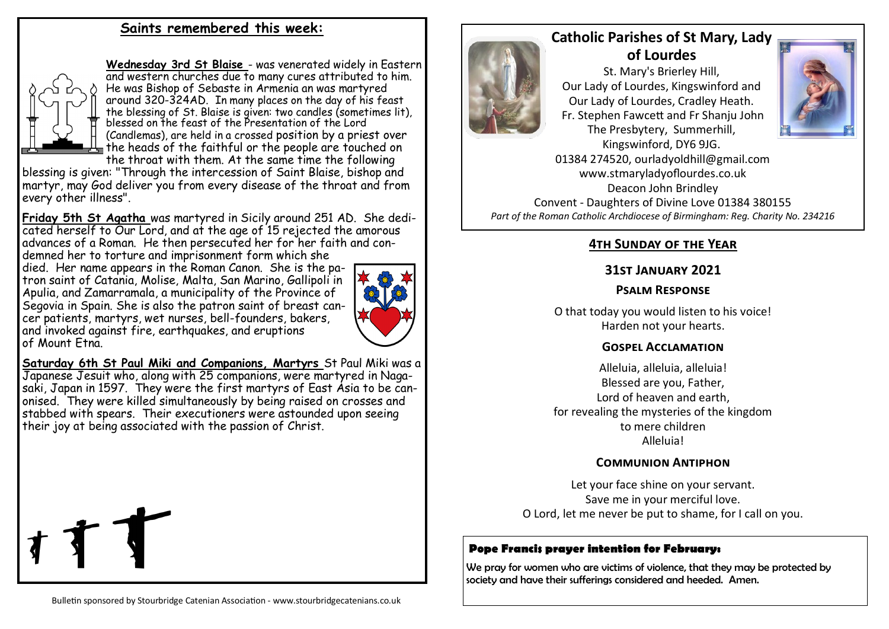## Saints remembered this week:

**Wednesday 3rd St Blaise** - was venerated widely in Eastern and western churches due to many cures attributed to him. He was Bishop of Sebaste in Armenia an was martyred around 320-324AD. In many places on the day of his feast the blessing of St. Blaise is given: two candles (sometimes lit), blessed on the feast of the Presentation of the Lord (Candlemas), are held in a crossed position by a priest over the heads of the faithful or the people are touched on the throat with them. At the same time the following blessing is given: "Through the intercession of Saint Blaise, bishop and martyr, may God deliver you from every disease of the throat and from every other illness".

**Friday 5th St Agatha** was martyred in Sicily around 251 AD. She dedicated herself to Our Lord, and at the age of 15 rejected the amorous advances of a Roman. He then persecuted her for her faith and condemned her to torture and imprisonment form which she died. Her name appears in the Roman Canon. She is the patron saint of Catania, Molise, Malta, San Marino, Gallipoli in Apulia, and Zamarramala, a municipality of the Province of Segovia in Spain. She is also the patron saint of breast cancer patients, martyrs, wet nurses, bell-founders, bakers, and invoked against fire, earthquakes, and eruptions of Mount Etna.

**Saturday 6th St Paul Miki and Companions, Martyrs** St Paul Miki was a Japanese Jesuit who, along with 25 companions, were martyred in Nagasaki, Japan in 1597. They were the first martyrs of East Asia to be canonised. They were killed simultaneously by being raised on crosses and stabbed with spears. Their executioners were astounded upon seeing their joy at being associated with the passion of Christ.

Bulletin sponsored by Stourbridge Catenian Association - www.stourbridgecatenians.co.uk

# Catholic Parishes of St Mary, Lady of Lourdes

St. Mary's Brierley Hill,
Our Lady of Lourdes, Kingswinford and
Our Lady of Lourdes, Cradley Heath.
Fr. Stephen Fawcett and Fr Shanju John
The Presbytery, Summerhill,
Kingswinford, DY6 9JG.
01384 274520, ourladyoldhill@gmail.com
www.stmaryladyoflourdes.co.uk
Deacon John Brindley
Convent - Daughters of Divine Love 01384 380155

*Part of the Roman Catholic Archdiocese of Birmingham: Reg. Charity No. 234216*

## 4th Sunday of the Year

### 31st January 2021

### Psalm Response

O that today you would listen to his voice!
Harden not your hearts.

### Gospel Acclamation

Alleluia, alleluia, alleluia!
Blessed are you, Father,
Lord of heaven and earth,
for revealing the mysteries of the kingdom
to mere children
Alleluia!

### Communion Antiphon

Let your face shine on your servant.
Save me in your merciful love.
O Lord, let me never be put to shame, for I call on you.

**Pope Francis prayer intention for February:**

We pray for women who are victims of violence, that they may be protected by society and have their sufferings considered and heeded. Amen.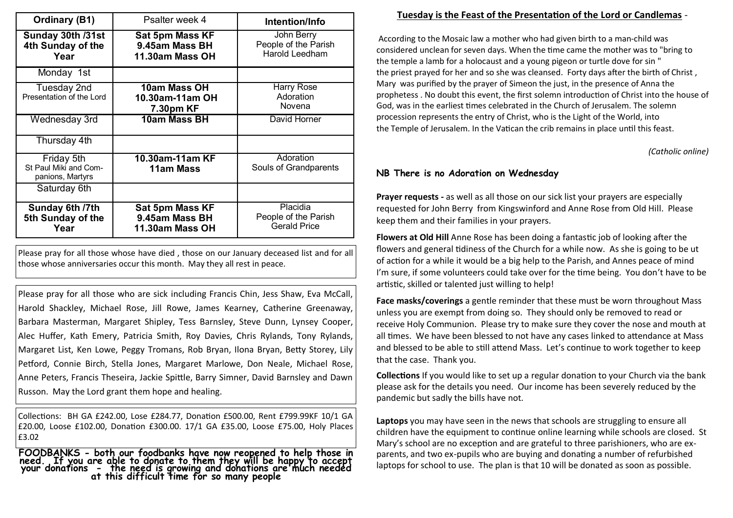| Ordinary (B1) | Psalter week 4 | Intention/Info |
|---|---|---|
| **Sunday 30th /31st 4th Sunday of the Year** | **Sat 5pm Mass KF 9.45am Mass BH 11.30am Mass OH** | John Berry People of the Parish Harold Leedham |
| Monday 1st | | |
| Tuesday 2nd Presentation of the Lord | **10am Mass OH 10.30am-11am OH 7.30pm KF** | Harry Rose Adoration Novena |
| Wednesday 3rd | **10am Mass BH** | David Horner |
| Thursday 4th | | |
| Friday 5th St Paul Miki and Companions, Martyrs | **10.30am-11am KF 11am Mass** | Adoration Souls of Grandparents |
| Saturday 6th | | |
| **Sunday 6th /7th 5th Sunday of the Year** | **Sat 5pm Mass KF 9.45am Mass BH 11.30am Mass OH** | Placidia People of the Parish Gerald Price |

Please pray for all those whose have died , those on our January deceased list and for all those whose anniversaries occur this month. May they all rest in peace.

Please pray for all those who are sick including Francis Chin, Jess Shaw, Eva McCall, Harold Shackley, Michael Rose, Jill Rowe, James Kearney, Catherine Greenaway, Barbara Masterman, Margaret Shipley, Tess Barnsley, Steve Dunn, Lynsey Cooper, Alec Huffer, Kath Emery, Patricia Smith, Roy Davies, Chris Rylands, Tony Rylands, Margaret List, Ken Lowe, Peggy Tromans, Rob Bryan, Ilona Bryan, Betty Storey, Lily Petford, Connie Birch, Stella Jones, Margaret Marlowe, Don Neale, Michael Rose, Anne Peters, Francis Theseira, Jackie Spittle, Barry Simner, David Barnsley and Dawn Russon. May the Lord grant them hope and healing.

Collections: BH GA £242.00, Lose £284.77, Donation £500.00, Rent £799.99KF 10/1 GA £20.00, Loose £102.00, Donation £300.00. 17/1 GA £35.00, Loose £75.00, Holy Places £3.02

**FOODBANKS - both our foodbanks have now reopened to help those in need. If you are able to donate to them they will be happy to accept your donations - the need is growing and donations are much needed at this difficult time for so many people**

## Tuesday is the Feast of the Presentation of the Lord or Candlemas -

According to the Mosaic law a mother who had given birth to a man-child was considered unclean for seven days. When the time came the mother was to "bring to the temple a lamb for a holocaust and a young pigeon or turtle dove for sin " the priest prayed for her and so she was cleansed. Forty days after the birth of Christ , Mary was purified by the prayer of Simeon the just, in the presence of Anna the prophetess . No doubt this event, the first solemn introduction of Christ into the house of God, was in the earliest times celebrated in the Church of Jerusalem. The solemn procession represents the entry of Christ, who is the Light of the World, into the Temple of Jerusalem. In the Vatican the crib remains in place until this feast.

*(Catholic online)*

**NB There is no Adoration on Wednesday**

**Prayer requests -** as well as all those on our sick list your prayers are especially requested for John Berry from Kingswinford and Anne Rose from Old Hill. Please keep them and their families in your prayers.

**Flowers at Old Hill** Anne Rose has been doing a fantastic job of looking after the flowers and general tidiness of the Church for a while now. As she is going to be ut of action for a while it would be a big help to the Parish, and Annes peace of mind I'm sure, if some volunteers could take over for the time being. You don't have to be artistic, skilled or talented just willing to help!

**Face masks/coverings** a gentle reminder that these must be worn throughout Mass unless you are exempt from doing so. They should only be removed to read or receive Holy Communion. Please try to make sure they cover the nose and mouth at all times. We have been blessed to not have any cases linked to attendance at Mass and blessed to be able to still attend Mass. Let's continue to work together to keep that the case. Thank you.

**Collections** If you would like to set up a regular donation to your Church via the bank please ask for the details you need. Our income has been severely reduced by the pandemic but sadly the bills have not.

**Laptops** you may have seen in the news that schools are struggling to ensure all children have the equipment to continue online learning while schools are closed. St Mary's school are no exception and are grateful to three parishioners, who are ex-parents, and two ex-pupils who are buying and donating a number of refurbished laptops for school to use. The plan is that 10 will be donated as soon as possible.